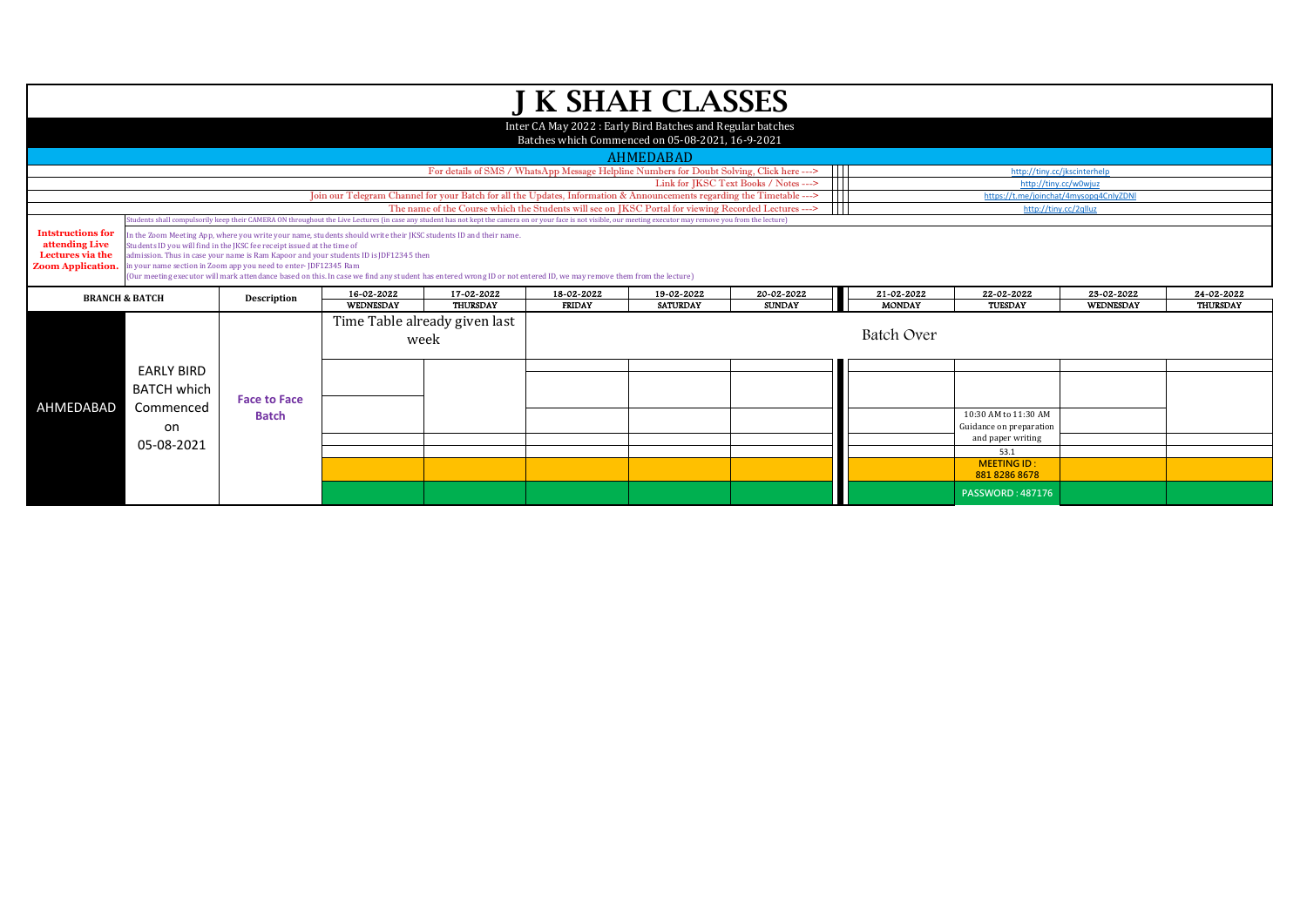# J K SHAH CLASSES

Inter CA May 2022 : Early Bird Batches and Regular batches

Batches which Commenced on 05-08-2021, 16-9-2021

## AHMEDABAD

| | |
|---|---|
| For details of SMS / WhatsApp Message Helpline Numbers for Doubt Solving, Click here ---> | http://tiny.cc/jkscinterhelp |
| Link for JKSC Text Books / Notes ---> | http://tiny.cc/w0wjuz |
| Join our Telegram Channel for your Batch for all the Updates, Information & Announcements regarding the Timetable ---> | https://t.me/joinchat/4mysopq4CnlyZDNl |
| The name of the Course which the Students will see on JKSC Portal for viewing Recorded Lectures ---> | http://tiny.cc/2qlluz |

Students shall compulsorily keep their CAMERA ON throughout the Live Lectures (in case any student has not kept the camera on or your face is not visible, our meeting executor may remove you from the lecture)

**Intstructions for attending Live Lectures via the Zoom Application.**

In the Zoom Meeting App, where you write your name, students should write their JKSC students ID and their name.
Students ID you will find in the JKSC fee receipt issued at the time of admission. Thus in case your name is Ram Kapoor and your students ID is JDF12345 then in your name section in Zoom app you need to enter- JDF12345 Ram
(Our meeting executor will mark attendance based on this. In case we find any student has entered wrong ID or not entered ID, we may remove them from the lecture)

| BRANCH & BATCH | | Description | 16-02-2022 WEDNESDAY | 17-02-2022 THURSDAY | 18-02-2022 FRIDAY | 19-02-2022 SATURDAY | 20-02-2022 SUNDAY | 21-02-2022 MONDAY | 22-02-2022 TUESDAY | 23-02-2022 WEDNESDAY | 24-02-2022 THURSDAY |
|---|---|---|---|---|---|---|---|---|---|---|---|
| AHMEDABAD | EARLY BIRD BATCH which Commenced on 05-08-2021 | **Face to Face Batch** | Time Table already given last week | | Batch Over | | | | | | |
| | | | | | | | | | | | |
| | | | | | | | | | | | |
| | | | | | | | | | 10:30 AM to 11:30 AM Guidance on preparation and paper writing | | |
| | | | | | | | | | 53.1 | | |
| | | | | | | | | | **MEETING ID : 881 8286 8678** | | |
| | | | | | | | | | **PASSWORD : 487176** | | |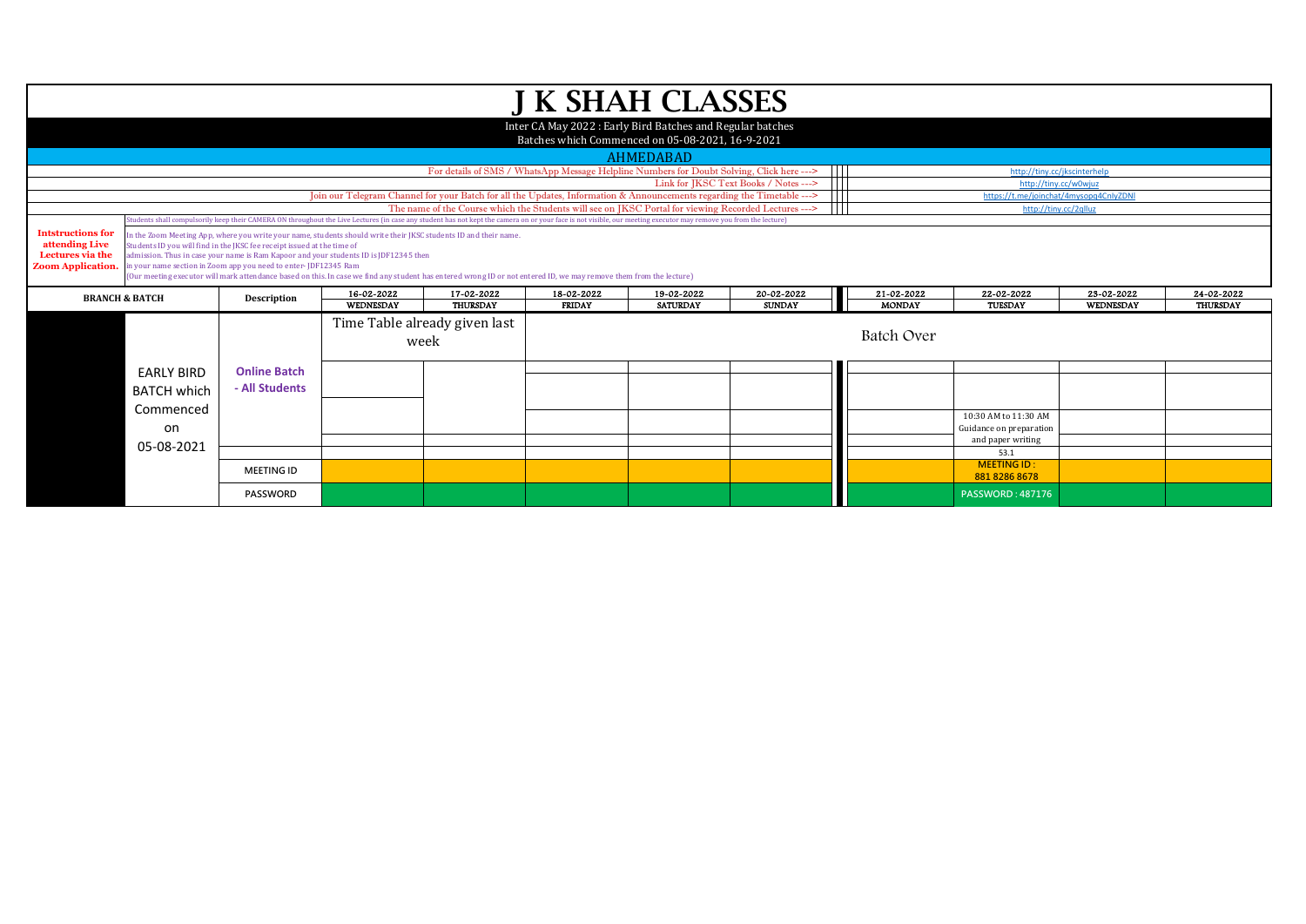# J K SHAH CLASSES

Inter CA May 2022 : Early Bird Batches and Regular batches
Batches which Commenced on 05-08-2021, 16-9-2021

## AHMEDABAD

For details of SMS / WhatsApp Message Helpline Numbers for Doubt Solving, Click here ---> http://tiny.cc/jkscinterhelp

Link for JKSC Text Books / Notes ---> http://tiny.cc/w0wjuz

Join our Telegram Channel for your Batch for all the Updates, Information & Announcements regarding the Timetable ---> https://t.me/joinchat/4mysopq4CnlyZDNl

The name of the Course which the Students will see on JKSC Portal for viewing Recorded Lectures ---> http://tiny.cc/2qlluz

**Intstructions for attending Live Lectures via the Zoom Application.**

Students shall compulsorily keep their CAMERA ON throughout the Live Lectures (in case any student has not kept the camera on or your face is not visible, our meeting executor may remove you from the lecture)

In the Zoom Meeting App, where you write your name, students should write their JKSC students ID and their name.
Students ID you will find in the JKSC fee receipt issued at the time of admission. Thus in case your name is Ram Kapoor and your students ID is JDF12345 then in your name section in Zoom app you need to enter- JDF12345 Ram
(Our meeting executor will mark attendance based on this. In case we find any student has entered wrong ID or not entered ID, we may remove them from the lecture)

| BRANCH & BATCH | Description | 16-02-2022 WEDNESDAY | 17-02-2022 THURSDAY | 18-02-2022 FRIDAY | 19-02-2022 SATURDAY | 20-02-2022 SUNDAY | 21-02-2022 MONDAY | 22-02-2022 TUESDAY | 23-02-2022 WEDNESDAY | 24-02-2022 THURSDAY |
|---|---|---|---|---|---|---|---|---|---|---|
| EARLY BIRD BATCH which Commenced on 05-08-2021 | Online Batch - All Students | Time Table already given last week | | Batch Over | | | | | | |
| | | | | | | | | | | |
| | | | | | | | | 10:30 AM to 11:30 AM Guidance on preparation and paper writing | | |
| | | | | | | | | 53.1 | | |
| | MEETING ID | | | | | | | MEETING ID : 881 8286 8678 | | |
| | PASSWORD | | | | | | | PASSWORD : 487176 | | |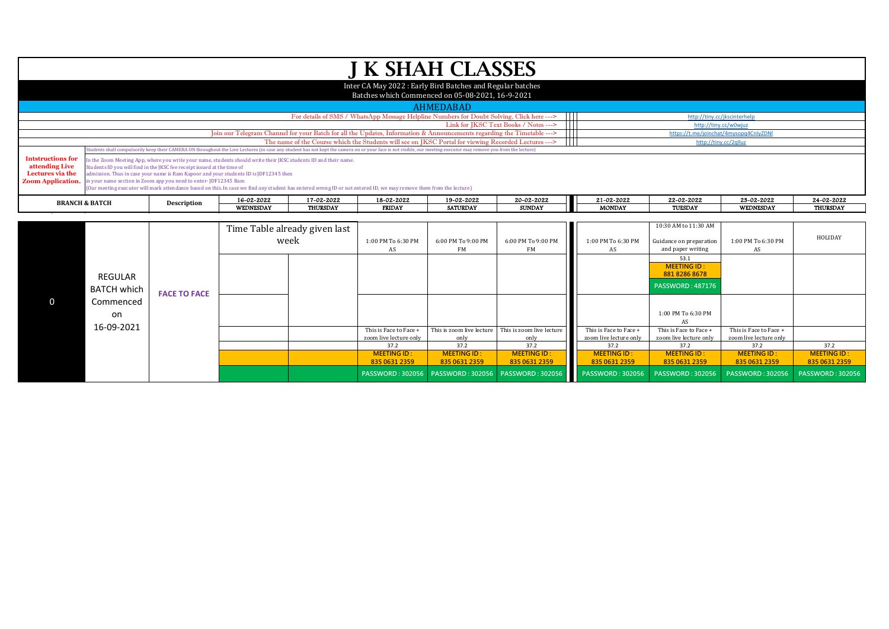# J K SHAH CLASSES

Inter CA May 2022 : Early Bird Batches and Regular batches

Batches which Commenced on 05-08-2021, 16-9-2021

## AHMEDABAD

| | |
|---|---|
| For details of SMS / WhatsApp Message Helpline Numbers for Doubt Solving, Click here ---> | http://tiny.cc/jkscinterhelp |
| Link for JKSC Text Books / Notes ---> | http://tiny.cc/w0wjuz |
| Join our Telegram Channel for your Batch for all the Updates, Information & Announcements regarding the Timetable ---> | https://t.me/joinchat/4mysopq4CnlyZDNl |
| The name of the Course which the Students will see on JKSC Portal for viewing Recorded Lectures ---> | http://tiny.cc/2qlluz |

**Intstructions for attending Live Lectures via the Zoom Application.**

Students shall compulsorily keep their CAMERA ON throughout the Live Lectures (in case any student has not kept the camera on or your face is not visible, our meeting executor may remove you from the lecture)

In the Zoom Meeting App, where you write your name, students should write their JKSC students ID and their name.
Students ID you will find in the JKSC fee receipt issued at the time of admission. Thus in case your name is Ram Kapoor and your students ID is JDF12345 then in your name section in Zoom app you need to enter- JDF12345 Ram
(Our meeting executor will mark attendance based on this. In case we find any student has entered wrong ID or not entered ID, we may remove them from the lecture)

| BRANCH & BATCH | | Description | 16-02-2022 WEDNESDAY | 17-02-2022 THURSDAY | 18-02-2022 FRIDAY | 19-02-2022 SATURDAY | 20-02-2022 SUNDAY | 21-02-2022 MONDAY | 22-02-2022 TUESDAY | 23-02-2022 WEDNESDAY | 24-02-2022 THURSDAY |
|---|---|---|---|---|---|---|---|---|---|---|---|
| 0 | REGULAR BATCH which Commenced on 16-09-2021 | FACE TO FACE | Time Table already given last week | | 1:00 PM To 6:30 PM AS | 6:00 PM To 9:00 PM FM | 6:00 PM To 9:00 PM FM | 1:00 PM To 6:30 PM AS | 10:30 AM to 11:30 AM Guidance on preparation and paper writing | 1:00 PM To 6:30 PM AS | HOLIDAY |
| | | | | | | | | | 53.1 | | |
| | | | | | | | | | MEETING ID : 881 8286 8678 | | |
| | | | | | | | | | PASSWORD : 487176 | | |
| | | | | | | | | | 1:00 PM To 6:30 PM AS | | |
| | | | | | This is Face to Face + zoom live lecture only | This is zoom live lecture only | This is zoom live lecture only | This is Face to Face + zoom live lecture only | This is Face to Face + zoom live lecture only | This is Face to Face + zoom live lecture only | |
| | | | | | 37.2 | 37.2 | 37.2 | 37.2 | 37.2 | 37.2 | 37.2 |
| | | | | | MEETING ID : 835 0631 2359 | MEETING ID : 835 0631 2359 | MEETING ID : 835 0631 2359 | MEETING ID : 835 0631 2359 | MEETING ID : 835 0631 2359 | MEETING ID : 835 0631 2359 | MEETING ID : 835 0631 2359 |
| | | | | | PASSWORD : 302056 | PASSWORD : 302056 | PASSWORD : 302056 | PASSWORD : 302056 | PASSWORD : 302056 | PASSWORD : 302056 | PASSWORD : 302056 |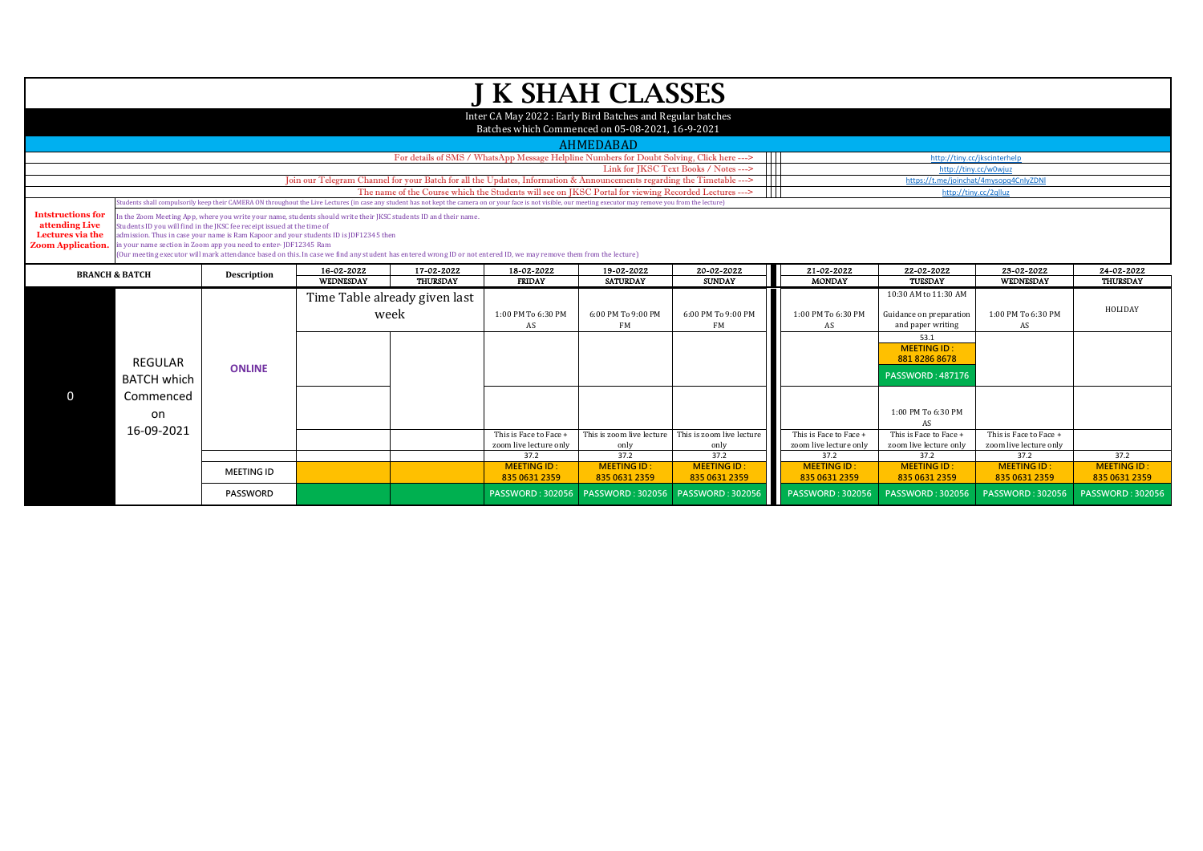# J K SHAH CLASSES

Inter CA May 2022 : Early Bird Batches and Regular batches

Batches which Commenced on 05-08-2021, 16-9-2021

## AHMEDABAD

| | |
|---|---|
| For details of SMS / WhatsApp Message Helpline Numbers for Doubt Solving, Click here ---> | http://tiny.cc/jkscinterhelp |
| Link for JKSC Text Books / Notes ---> | http://tiny.cc/w0wjuz |
| Join our Telegram Channel for your Batch for all the Updates, Information & Announcements regarding the Timetable ---> | https://t.me/joinchat/4mysopq4CnIyZDNl |
| The name of the Course which the Students will see on JKSC Portal for viewing Recorded Lectures ---> | http://tiny.cc/2qlluz |

**Intstructions for attending Live Lectures via the Zoom Application.**

Students shall compulsorily keep their CAMERA ON throughout the Live Lectures (in case any student has not kept the camera on or your face is not visible, our meeting executor may remove you from the lecture)

In the Zoom Meeting App, where you write your name, students should write their JKSC students ID and their name.
Students ID you will find in the JKSC fee receipt issued at the time of admission. Thus in case your name is Ram Kapoor and your students ID is JDF12345 then in your name section in Zoom app you need to enter- JDF12345 Ram
(Our meeting executor will mark attendance based on this. In case we find any student has entered wrong ID or not entered ID, we may remove them from the lecture)

| BRANCH & BATCH | | Description | 16-02-2022 WEDNESDAY | 17-02-2022 THURSDAY | 18-02-2022 FRIDAY | 19-02-2022 SATURDAY | 20-02-2022 SUNDAY | 21-02-2022 MONDAY | 22-02-2022 TUESDAY | 23-02-2022 WEDNESDAY | 24-02-2022 THURSDAY |
|---|---|---|---|---|---|---|---|---|---|---|---|
| 0 | REGULAR BATCH which Commenced on 16-09-2021 | ONLINE | Time Table already given last week | | 1:00 PM To 6:30 PM AS | 6:00 PM To 9:00 PM FM | 6:00 PM To 9:00 PM FM | 1:00 PM To 6:30 PM AS | 10:30 AM to 11:30 AM Guidance on preparation and paper writing | 1:00 PM To 6:30 PM AS | HOLIDAY |
| | | | | | | | | | 53.1 | | |
| | | | | | | | | | MEETING ID : 881 8286 8678 | | |
| | | | | | | | | | PASSWORD : 487176 | | |
| | | | | | | | | | 1:00 PM To 6:30 PM AS | | |
| | | | | | This is Face to Face + zoom live lecture only | This is zoom live lecture only | This is zoom live lecture only | This is Face to Face + zoom live lecture only | This is Face to Face + zoom live lecture only | This is Face to Face + zoom live lecture only | |
| | | | | | 37.2 | 37.2 | 37.2 | 37.2 | 37.2 | 37.2 | 37.2 |
| | | MEETING ID | | | MEETING ID : 835 0631 2359 | MEETING ID : 835 0631 2359 | MEETING ID : 835 0631 2359 | MEETING ID : 835 0631 2359 | MEETING ID : 835 0631 2359 | MEETING ID : 835 0631 2359 | MEETING ID : 835 0631 2359 |
| | | PASSWORD | | | PASSWORD : 302056 | PASSWORD : 302056 | PASSWORD : 302056 | PASSWORD : 302056 | PASSWORD : 302056 | PASSWORD : 302056 | PASSWORD : 302056 |